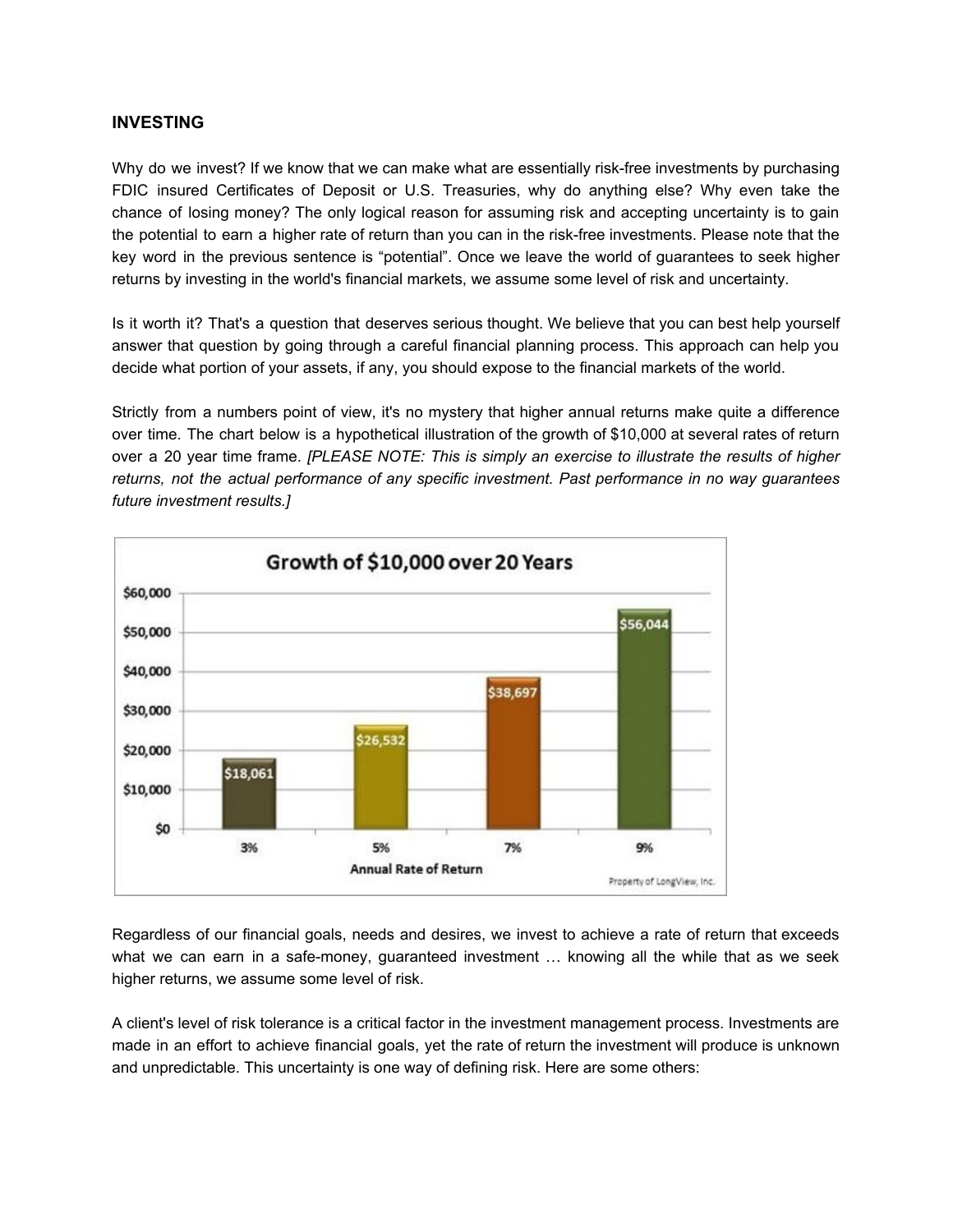## INVESTING

Why do we invest? If we know that we can make what are essentially risk-free investments by purchasing FDIC insured Certificates of Deposit or U.S. Treasuries, why do anything else? Why even take the chance of losing money? The only logical reason for assuming risk and accepting uncertainty is to gain the potential to earn a higher rate of return than you can in the risk-free investments. Please note that the key word in the previous sentence is "potential". Once we leave the world of guarantees to seek higher returns by investing in the world's financial markets, we assume some level of risk and uncertainty.

Is it worth it? That's a question that deserves serious thought. We believe that you can best help yourself answer that question by going through a careful financial planning process. This approach can help you decide what portion of your assets, if any, you should expose to the financial markets of the world.

Strictly from a numbers point of view, it's no mystery that higher annual returns make quite a difference over time. The chart below is a hypothetical illustration of the growth of $10,000 at several rates of return over a 20 year time frame. *[PLEASE NOTE: This is simply an exercise to illustrate the results of higher returns, not the actual performance of any specific investment. Past performance in no way guarantees future investment results.]*

**Growth of $10,000 over 20 Years**

| Annual Rate of Return | Value |
|---|---|
| 3% | $18,061 |
| 5% | $26,532 |
| 7% | $38,697 |
| 9% | $56,044 |

Property of LongView, Inc.

Regardless of our financial goals, needs and desires, we invest to achieve a rate of return that exceeds what we can earn in a safe-money, guaranteed investment … knowing all the while that as we seek higher returns, we assume some level of risk.

A client's level of risk tolerance is a critical factor in the investment management process. Investments are made in an effort to achieve financial goals, yet the rate of return the investment will produce is unknown and unpredictable. This uncertainty is one way of defining risk. Here are some others: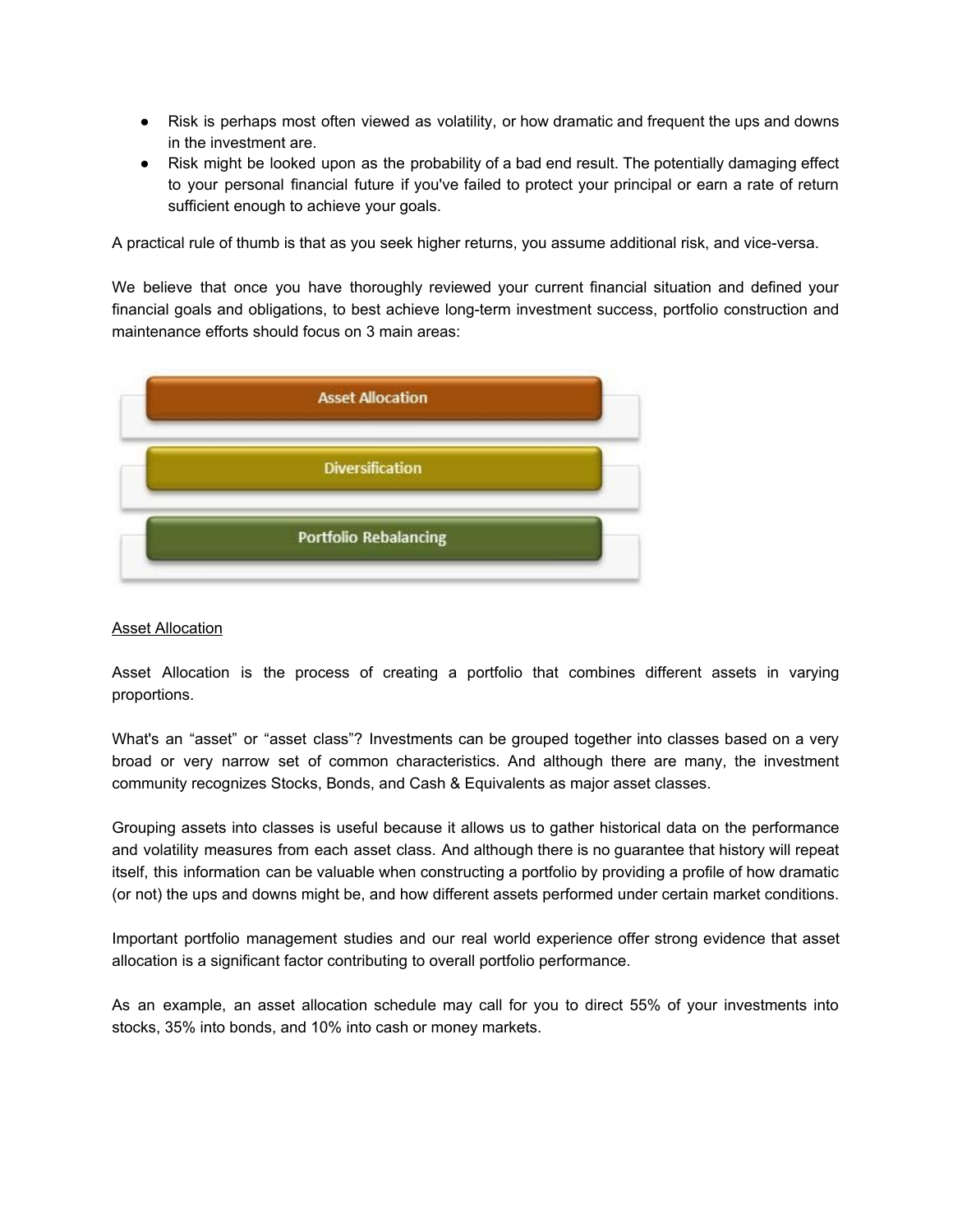- Risk is perhaps most often viewed as volatility, or how dramatic and frequent the ups and downs in the investment are.
- Risk might be looked upon as the probability of a bad end result. The potentially damaging effect to your personal financial future if you've failed to protect your principal or earn a rate of return sufficient enough to achieve your goals.

A practical rule of thumb is that as you seek higher returns, you assume additional risk, and vice-versa.

We believe that once you have thoroughly reviewed your current financial situation and defined your financial goals and obligations, to best achieve long-term investment success, portfolio construction and maintenance efforts should focus on 3 main areas:

- Asset Allocation
- Diversification
- Portfolio Rebalancing

## Asset Allocation

Asset Allocation is the process of creating a portfolio that combines different assets in varying proportions.

What's an "asset" or "asset class"? Investments can be grouped together into classes based on a very broad or very narrow set of common characteristics. And although there are many, the investment community recognizes Stocks, Bonds, and Cash & Equivalents as major asset classes.

Grouping assets into classes is useful because it allows us to gather historical data on the performance and volatility measures from each asset class. And although there is no guarantee that history will repeat itself, this information can be valuable when constructing a portfolio by providing a profile of how dramatic (or not) the ups and downs might be, and how different assets performed under certain market conditions.

Important portfolio management studies and our real world experience offer strong evidence that asset allocation is a significant factor contributing to overall portfolio performance.

As an example, an asset allocation schedule may call for you to direct 55% of your investments into stocks, 35% into bonds, and 10% into cash or money markets.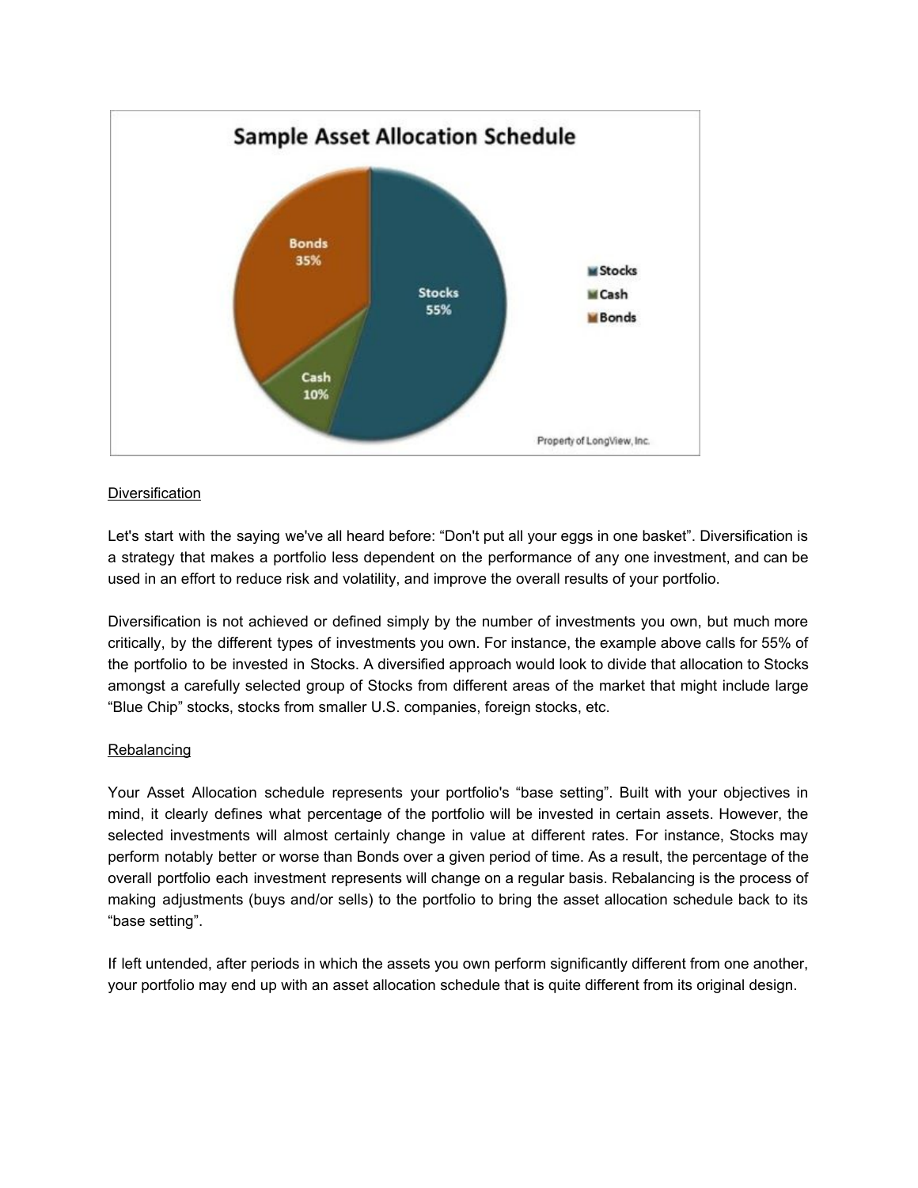**Sample Asset Allocation Schedule**

- Stocks 55%
- Bonds 35%
- Cash 10%

Property of LongView, Inc.

## Diversification

Let's start with the saying we've all heard before: "Don't put all your eggs in one basket". Diversification is a strategy that makes a portfolio less dependent on the performance of any one investment, and can be used in an effort to reduce risk and volatility, and improve the overall results of your portfolio.

Diversification is not achieved or defined simply by the number of investments you own, but much more critically, by the different types of investments you own. For instance, the example above calls for 55% of the portfolio to be invested in Stocks. A diversified approach would look to divide that allocation to Stocks amongst a carefully selected group of Stocks from different areas of the market that might include large "Blue Chip" stocks, stocks from smaller U.S. companies, foreign stocks, etc.

## Rebalancing

Your Asset Allocation schedule represents your portfolio's "base setting". Built with your objectives in mind, it clearly defines what percentage of the portfolio will be invested in certain assets. However, the selected investments will almost certainly change in value at different rates. For instance, Stocks may perform notably better or worse than Bonds over a given period of time. As a result, the percentage of the overall portfolio each investment represents will change on a regular basis. Rebalancing is the process of making adjustments (buys and/or sells) to the portfolio to bring the asset allocation schedule back to its "base setting".

If left untended, after periods in which the assets you own perform significantly different from one another, your portfolio may end up with an asset allocation schedule that is quite different from its original design.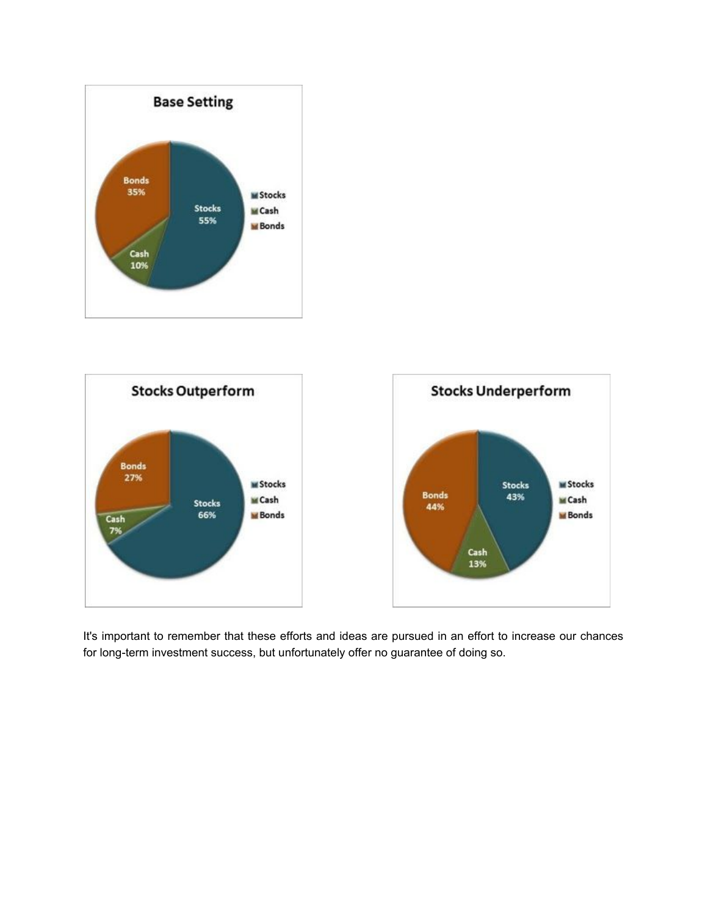Base Setting

Bonds 35%
Stocks 55%
Cash 10%

Stocks
Cash
Bonds

Stocks Outperform

Bonds 27%
Stocks 66%
Cash 7%

Stocks
Cash
Bonds

Stocks Underperform

Stocks 43%
Bonds 44%
Cash 13%

Stocks
Cash
Bonds

It's important to remember that these efforts and ideas are pursued in an effort to increase our chances for long-term investment success, but unfortunately offer no guarantee of doing so.